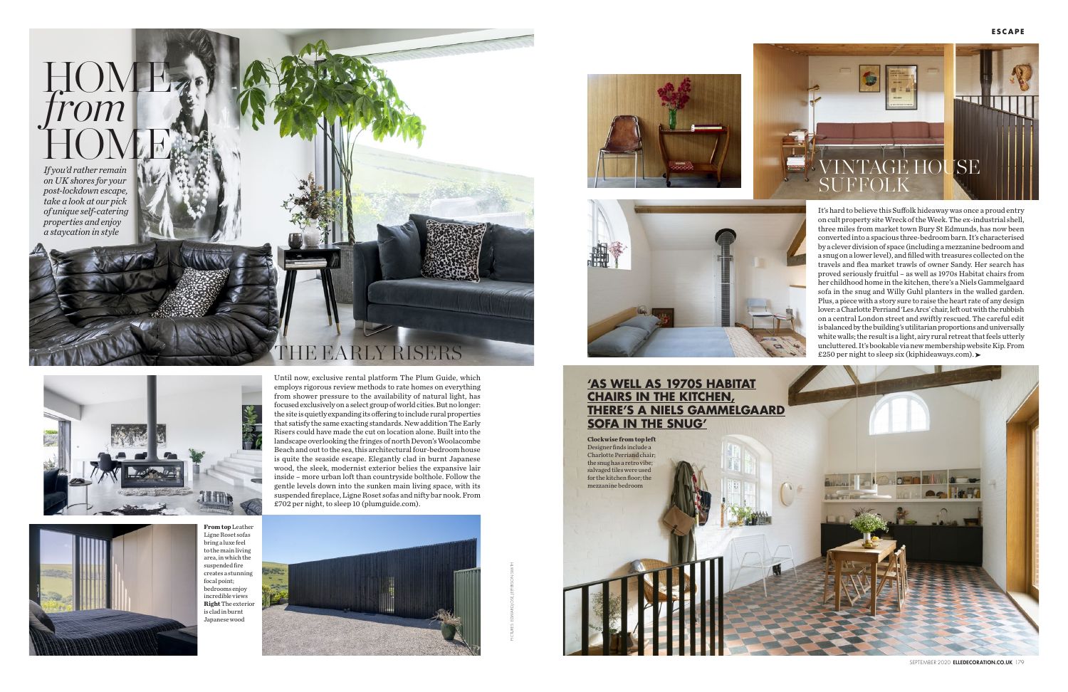# HOME *from* HOME

*If you'd rather remain on UK shores for your post-lockdown escape, take a look at our pick of unique self-catering properties and enjoy a staycation in style*

## THE EARLY RISERS

Until now, exclusive rental platform The Plum Guide, which employs rigorous review methods to rate homes on everything from shower pressure to the availability of natural light, has focused exclusively on a select group of world cities. But no longer: the site is quietly expanding its offering to include rural properties that satisfy the same exacting standards. New addition The Early Risers could have made the cut on location alone. Built into the landscape overlooking the fringes of north Devon's Woolacombe Beach and out to the sea, this architectural four-bedroom house is quite the seaside escape. Elegantly clad in burnt Japanese wood, the sleek, modernist exterior belies the expansive lair inside – more urban loft than countryside bolthole. Follow the gentle levels down into the sunken main living space, with its suspended fireplace, Ligne Roset sofas and nifty bar nook. From £702 per night, to sleep 10 (plumguide.com).

**From top** Leather Ligne Roset sofas bring a luxe feel to the main living area, in which the suspended fire creates a stunning focal point; bedrooms enjoy incredible views **Right** The exterior is clad in burnt Japanese wood

## VINTAGE HOUSE SUFFOLK

It's hard to believe this Suffolk hideaway was once a proud entry on cult property site Wreck of the Week. The ex-industrial shell, three miles from market town Bury St Edmunds, has now been converted into a spacious three-bedroom barn. It's characterised by a clever division of space (including a mezzanine bedroom and a snug on a lower level), and filled with treasures collected on the travels and flea market trawls of owner Sandy. Her search has proved seriously fruitful – as well as 1970s Habitat chairs from her childhood home in the kitchen, there's a Niels Gammelgaard sofa in the snug and Willy Guhl planters in the walled garden. Plus, a piece with a story sure to raise the heart rate of any design lover: a Charlotte Perriand 'Les Arcs' chair, left out with the rubbish on a central London street and swiftly rescued. The careful edit is balanced by the building's utilitarian proportions and universally white walls; the result is a light, airy rural retreat that feels utterly uncluttered. It's bookable via new membership website Kip. From £250 per night to sleep six (kiphideaways.com). ➤

**'AS WELL AS 1970S HABITAT CHAIRS IN THE KITCHEN, THERE'S A NIELS GAMMELGAARD SOFA IN THE SNUG'**

**Clockwise from top left** Designer finds include a Charlotte Perriand chair; the snug has a retro vibe; salvaged tiles were used for the kitchen floor; the mezzanine bedroom

PICTURES: EDWARD OSE, JEFFERSON SMITH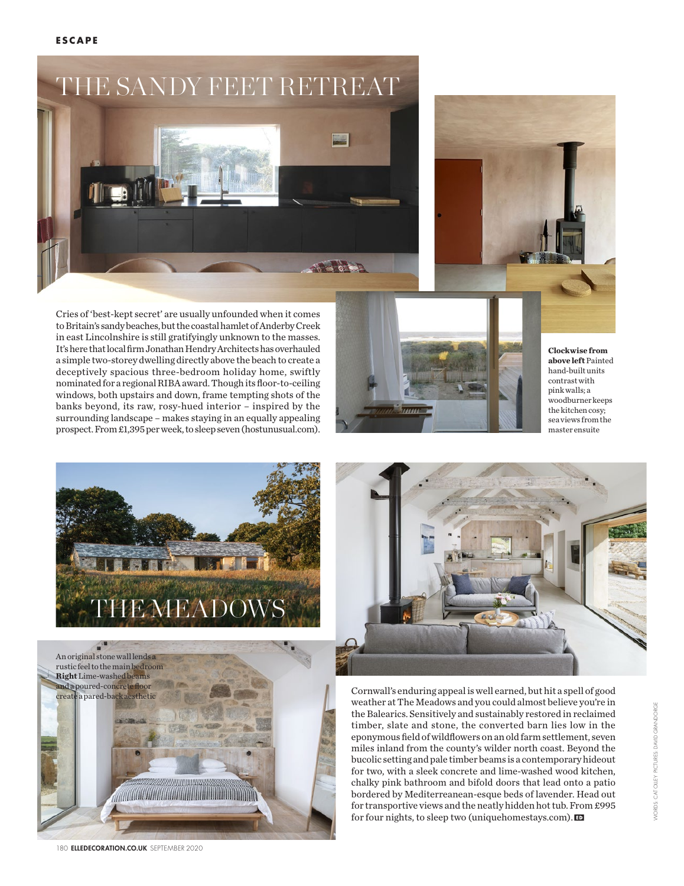# THE SANDY FEET RETREAT

Cries of 'best-kept secret' are usually unfounded when it comes to Britain's sandy beaches, but the coastal hamlet of Anderby Creek in east Lincolnshire is still gratifyingly unknown to the masses. It's here that local firm Jonathan Hendry Architects has overhauled a simple two-storey dwelling directly above the beach to create a deceptively spacious three-bedroom holiday home, swiftly nominated for a regional RIBA award. Though its floor-to-ceiling windows, both upstairs and down, frame tempting shots of the banks beyond, its raw, rosy-hued interior – inspired by the surrounding landscape – makes staying in an equally appealing prospect. From £1,395 per week, to sleep seven (hostunusual.com).

**Clockwise from above left** Painted hand-built units contrast with pink walls; a woodburner keeps the kitchen cosy; sea views from the master ensuite

# THE MEADOWS

An original stone wall lends a rustic feel to the main bedroom **Right** Lime-washed beams and a poured-concrete floor create a pared-back aesthetic

Cornwall's enduring appeal is well earned, but hit a spell of good weather at The Meadows and you could almost believe you're in the Balearics. Sensitively and sustainably restored in reclaimed timber, slate and stone, the converted barn lies low in the eponymous field of wildflowers on an old farm settlement, seven miles inland from the county's wilder north coast. Beyond the bucolic setting and pale timber beams is a contemporary hideout for two, with a sleek concrete and lime-washed wood kitchen, chalky pink bathroom and bifold doors that lead onto a patio bordered by Mediterreanean-esque beds of lavender. Head out for transportive views and the neatly hidden hot tub. From £995 for four nights, to sleep two (uniquehomestays.com). ED

WORDS: CAT OLLEY PICTURES: DAVID GRANDORGE